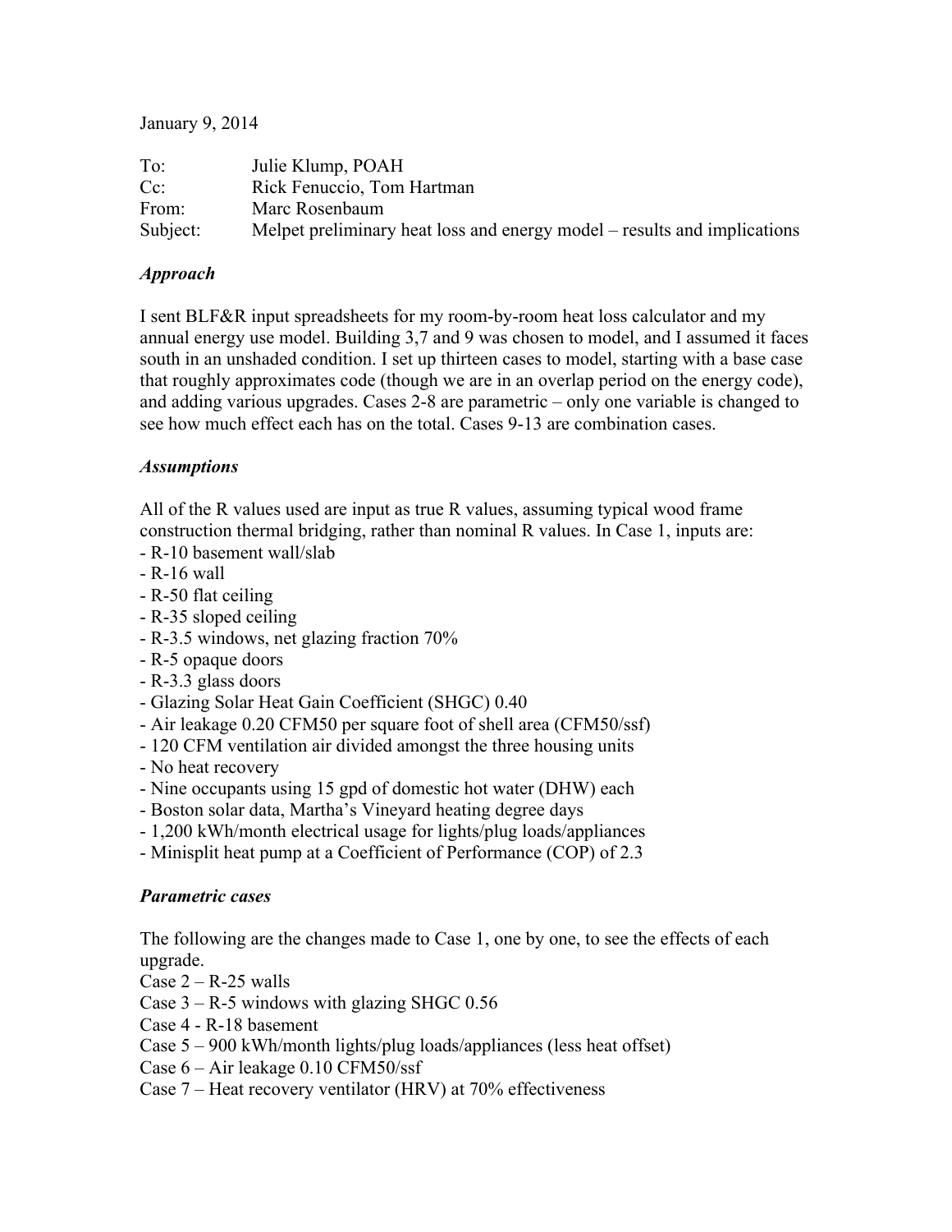January 9, 2014

To: Julie Klump, POAH
Cc: Rick Fenuccio, Tom Hartman
From: Marc Rosenbaum
Subject: Melpet preliminary heat loss and energy model – results and implications

***Approach***

I sent BLF&R input spreadsheets for my room-by-room heat loss calculator and my annual energy use model. Building 3,7 and 9 was chosen to model, and I assumed it faces south in an unshaded condition. I set up thirteen cases to model, starting with a base case that roughly approximates code (though we are in an overlap period on the energy code), and adding various upgrades. Cases 2-8 are parametric – only one variable is changed to see how much effect each has on the total. Cases 9-13 are combination cases.

***Assumptions***

All of the R values used are input as true R values, assuming typical wood frame construction thermal bridging, rather than nominal R values. In Case 1, inputs are:

- R-10 basement wall/slab
- R-16 wall
- R-50 flat ceiling
- R-35 sloped ceiling
- R-3.5 windows, net glazing fraction 70%
- R-5 opaque doors
- R-3.3 glass doors
- Glazing Solar Heat Gain Coefficient (SHGC) 0.40
- Air leakage 0.20 CFM50 per square foot of shell area (CFM50/ssf)
- 120 CFM ventilation air divided amongst the three housing units
- No heat recovery
- Nine occupants using 15 gpd of domestic hot water (DHW) each
- Boston solar data, Martha's Vineyard heating degree days
- 1,200 kWh/month electrical usage for lights/plug loads/appliances
- Minisplit heat pump at a Coefficient of Performance (COP) of 2.3

***Parametric cases***

The following are the changes made to Case 1, one by one, to see the effects of each upgrade.

Case 2 – R-25 walls  
Case 3 – R-5 windows with glazing SHGC 0.56  
Case 4 - R-18 basement  
Case 5 – 900 kWh/month lights/plug loads/appliances (less heat offset)  
Case 6 – Air leakage 0.10 CFM50/ssf  
Case 7 – Heat recovery ventilator (HRV) at 70% effectiveness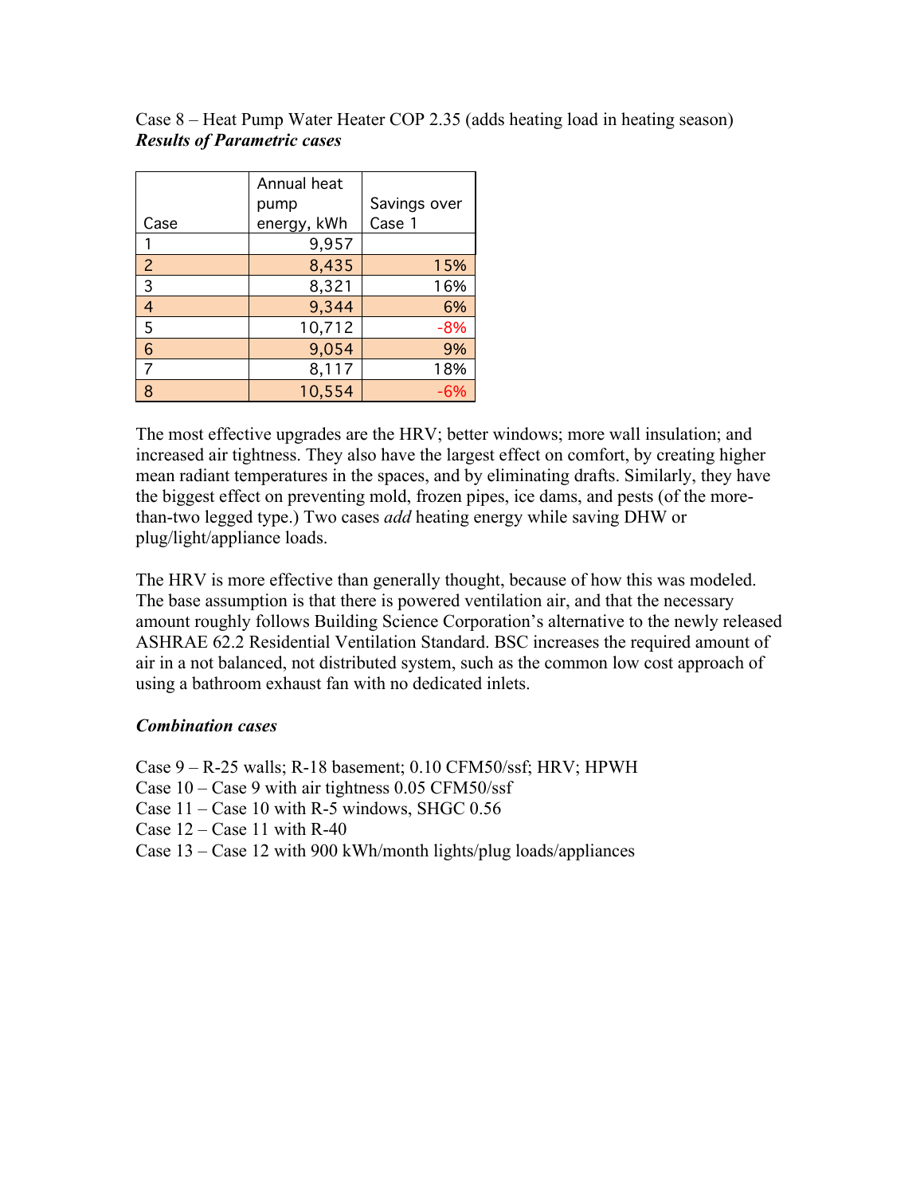Case 8 – Heat Pump Water Heater COP 2.35 (adds heating load in heating season)

***Results of Parametric cases***

| Case | Annual heat pump energy, kWh | Savings over Case 1 |
|---|---|---|
| 1 | 9,957 | |
| 2 | 8,435 | 15% |
| 3 | 8,321 | 16% |
| 4 | 9,344 | 6% |
| 5 | 10,712 | -8% |
| 6 | 9,054 | 9% |
| 7 | 8,117 | 18% |
| 8 | 10,554 | -6% |

The most effective upgrades are the HRV; better windows; more wall insulation; and increased air tightness. They also have the largest effect on comfort, by creating higher mean radiant temperatures in the spaces, and by eliminating drafts. Similarly, they have the biggest effect on preventing mold, frozen pipes, ice dams, and pests (of the more-than-two legged type.) Two cases *add* heating energy while saving DHW or plug/light/appliance loads.

The HRV is more effective than generally thought, because of how this was modeled. The base assumption is that there is powered ventilation air, and that the necessary amount roughly follows Building Science Corporation's alternative to the newly released ASHRAE 62.2 Residential Ventilation Standard. BSC increases the required amount of air in a not balanced, not distributed system, such as the common low cost approach of using a bathroom exhaust fan with no dedicated inlets.

***Combination cases***

Case 9 – R-25 walls; R-18 basement; 0.10 CFM50/ssf; HRV; HPWH

Case 10 – Case 9 with air tightness 0.05 CFM50/ssf

Case 11 – Case 10 with R-5 windows, SHGC 0.56

Case 12 – Case 11 with R-40

Case 13 – Case 12 with 900 kWh/month lights/plug loads/appliances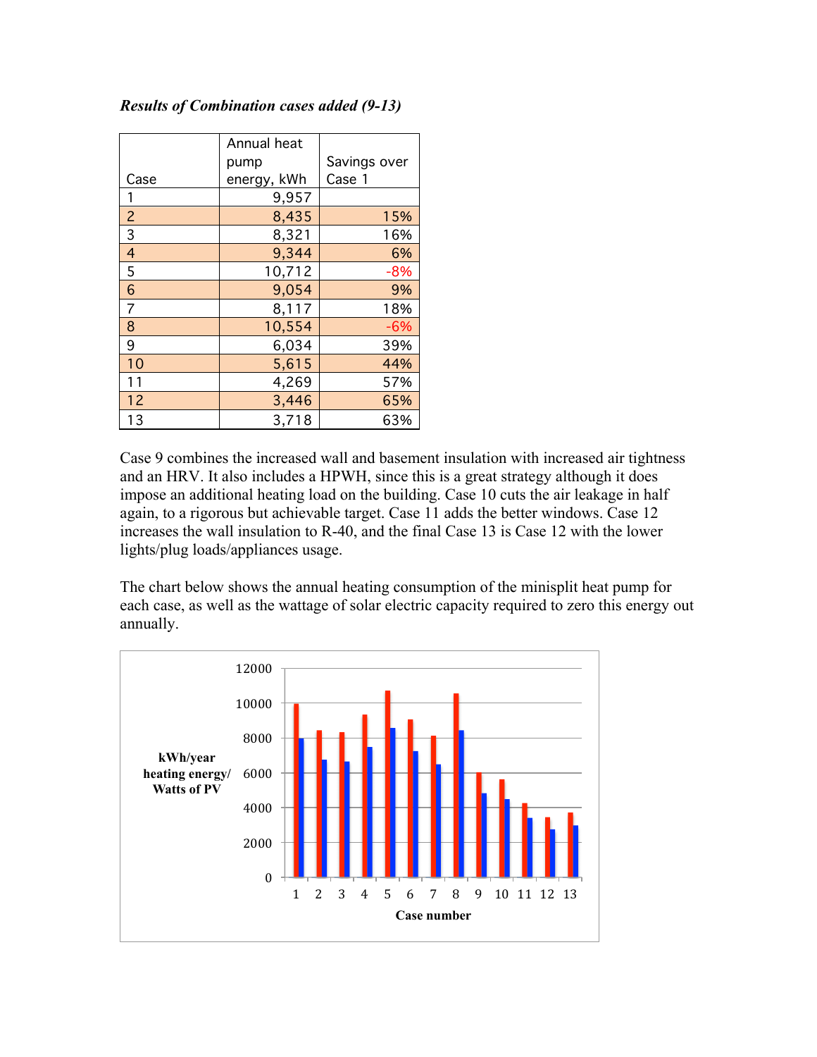***Results of Combination cases added (9-13)***

| Case | Annual heat pump energy, kWh | Savings over Case 1 |
|---|---|---|
| 1 | 9,957 | |
| 2 | 8,435 | 15% |
| 3 | 8,321 | 16% |
| 4 | 9,344 | 6% |
| 5 | 10,712 | -8% |
| 6 | 9,054 | 9% |
| 7 | 8,117 | 18% |
| 8 | 10,554 | -6% |
| 9 | 6,034 | 39% |
| 10 | 5,615 | 44% |
| 11 | 4,269 | 57% |
| 12 | 3,446 | 65% |
| 13 | 3,718 | 63% |

Case 9 combines the increased wall and basement insulation with increased air tightness and an HRV. It also includes a HPWH, since this is a great strategy although it does impose an additional heating load on the building. Case 10 cuts the air leakage in half again, to a rigorous but achievable target. Case 11 adds the better windows. Case 12 increases the wall insulation to R-40, and the final Case 13 is Case 12 with the lower lights/plug loads/appliances usage.

The chart below shows the annual heating consumption of the minisplit heat pump for each case, as well as the wattage of solar electric capacity required to zero this energy out annually.

**kWh/year heating energy/ Watts of PV**

**Case number**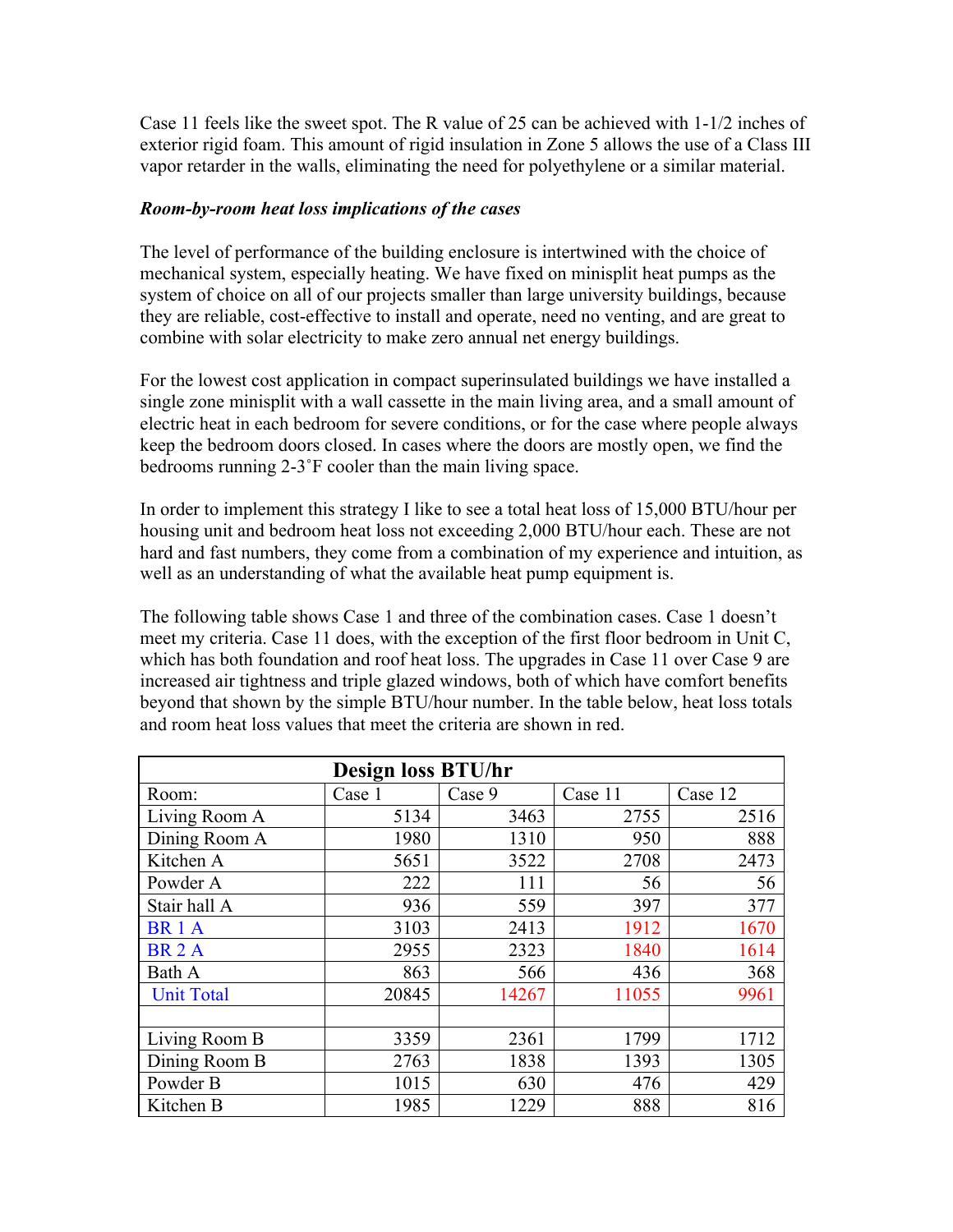Case 11 feels like the sweet spot. The R value of 25 can be achieved with 1-1/2 inches of exterior rigid foam. This amount of rigid insulation in Zone 5 allows the use of a Class III vapor retarder in the walls, eliminating the need for polyethylene or a similar material.

***Room-by-room heat loss implications of the cases***

The level of performance of the building enclosure is intertwined with the choice of mechanical system, especially heating. We have fixed on minisplit heat pumps as the system of choice on all of our projects smaller than large university buildings, because they are reliable, cost-effective to install and operate, need no venting, and are great to combine with solar electricity to make zero annual net energy buildings.

For the lowest cost application in compact superinsulated buildings we have installed a single zone minisplit with a wall cassette in the main living area, and a small amount of electric heat in each bedroom for severe conditions, or for the case where people always keep the bedroom doors closed. In cases where the doors are mostly open, we find the bedrooms running 2-3˚F cooler than the main living space.

In order to implement this strategy I like to see a total heat loss of 15,000 BTU/hour per housing unit and bedroom heat loss not exceeding 2,000 BTU/hour each. These are not hard and fast numbers, they come from a combination of my experience and intuition, as well as an understanding of what the available heat pump equipment is.

The following table shows Case 1 and three of the combination cases. Case 1 doesn't meet my criteria. Case 11 does, with the exception of the first floor bedroom in Unit C, which has both foundation and roof heat loss. The upgrades in Case 11 over Case 9 are increased air tightness and triple glazed windows, both of which have comfort benefits beyond that shown by the simple BTU/hour number. In the table below, heat loss totals and room heat loss values that meet the criteria are shown in red.

| **Design loss BTU/hr** | | | | |
|---|---|---|---|---|
| Room: | Case 1 | Case 9 | Case 11 | Case 12 |
| Living Room A | 5134 | 3463 | 2755 | 2516 |
| Dining Room A | 1980 | 1310 | 950 | 888 |
| Kitchen A | 5651 | 3522 | 2708 | 2473 |
| Powder A | 222 | 111 | 56 | 56 |
| Stair hall A | 936 | 559 | 397 | 377 |
| BR 1 A | 3103 | 2413 | 1912 | 1670 |
| BR 2 A | 2955 | 2323 | 1840 | 1614 |
| Bath A | 863 | 566 | 436 | 368 |
| Unit Total | 20845 | 14267 | 11055 | 9961 |
| | | | | |
| Living Room B | 3359 | 2361 | 1799 | 1712 |
| Dining Room B | 2763 | 1838 | 1393 | 1305 |
| Powder B | 1015 | 630 | 476 | 429 |
| Kitchen B | 1985 | 1229 | 888 | 816 |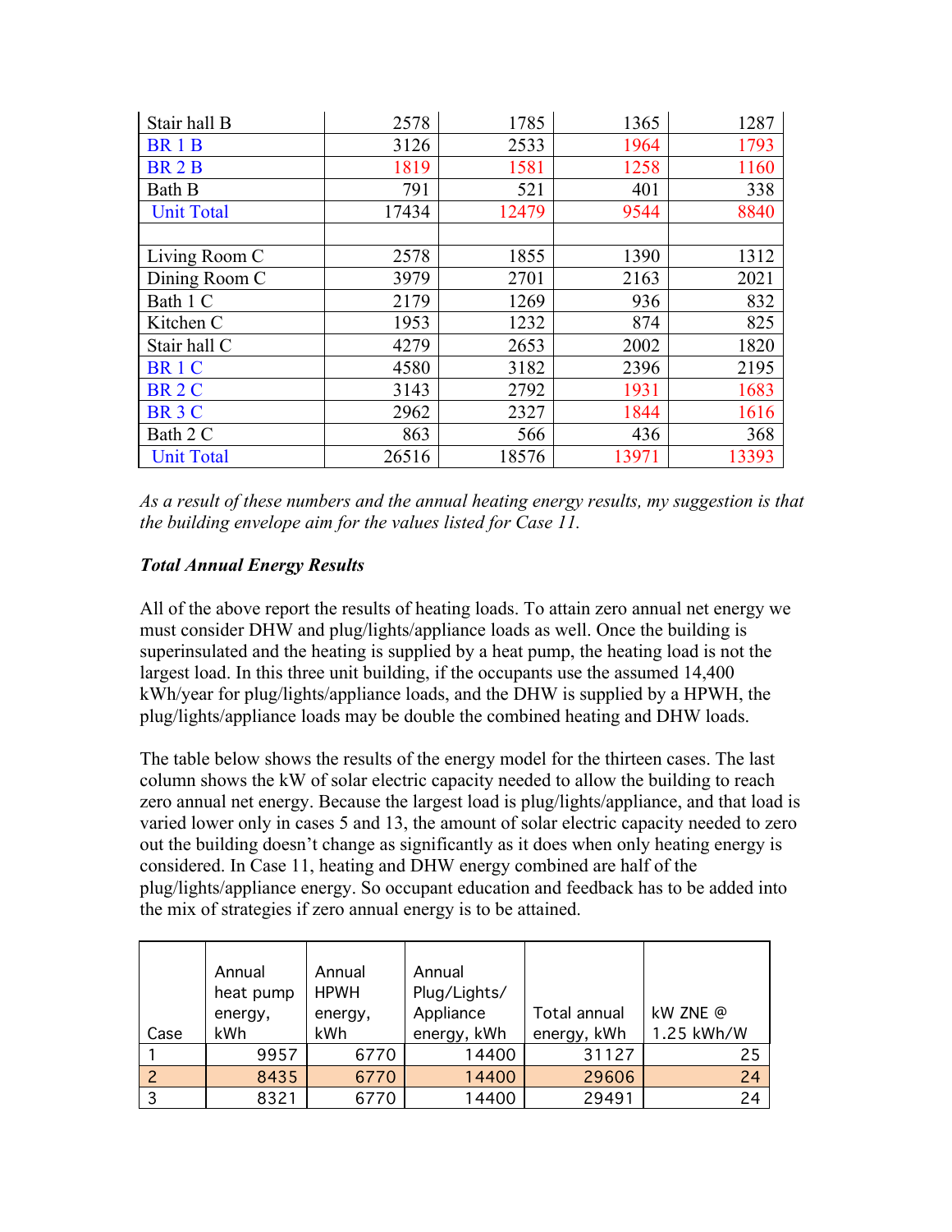| Stair hall B | 2578 | 1785 | 1365 | 1287 |
|---|---|---|---|---|
| BR 1 B | 3126 | 2533 | 1964 | 1793 |
| BR 2 B | 1819 | 1581 | 1258 | 1160 |
| Bath B | 791 | 521 | 401 | 338 |
| Unit Total | 17434 | 12479 | 9544 | 8840 |
| | | | | |
| Living Room C | 2578 | 1855 | 1390 | 1312 |
| Dining Room C | 3979 | 2701 | 2163 | 2021 |
| Bath 1 C | 2179 | 1269 | 936 | 832 |
| Kitchen C | 1953 | 1232 | 874 | 825 |
| Stair hall C | 4279 | 2653 | 2002 | 1820 |
| BR 1 C | 4580 | 3182 | 2396 | 2195 |
| BR 2 C | 3143 | 2792 | 1931 | 1683 |
| BR 3 C | 2962 | 2327 | 1844 | 1616 |
| Bath 2 C | 863 | 566 | 436 | 368 |
| Unit Total | 26516 | 18576 | 13971 | 13393 |

*As a result of these numbers and the annual heating energy results, my suggestion is that the building envelope aim for the values listed for Case 11.*

***Total Annual Energy Results***

All of the above report the results of heating loads. To attain zero annual net energy we must consider DHW and plug/lights/appliance loads as well. Once the building is superinsulated and the heating is supplied by a heat pump, the heating load is not the largest load. In this three unit building, if the occupants use the assumed 14,400 kWh/year for plug/lights/appliance loads, and the DHW is supplied by a HPWH, the plug/lights/appliance loads may be double the combined heating and DHW loads.

The table below shows the results of the energy model for the thirteen cases. The last column shows the kW of solar electric capacity needed to allow the building to reach zero annual net energy. Because the largest load is plug/lights/appliance, and that load is varied lower only in cases 5 and 13, the amount of solar electric capacity needed to zero out the building doesn't change as significantly as it does when only heating energy is considered. In Case 11, heating and DHW energy combined are half of the plug/lights/appliance energy. So occupant education and feedback has to be added into the mix of strategies if zero annual energy is to be attained.

| Case | Annual heat pump energy, kWh | Annual HPWH energy, kWh | Annual Plug/Lights/ Appliance energy, kWh | Total annual energy, kWh | kW ZNE @ 1.25 kWh/W |
|---|---|---|---|---|---|
| 1 | 9957 | 6770 | 14400 | 31127 | 25 |
| 2 | 8435 | 6770 | 14400 | 29606 | 24 |
| 3 | 8321 | 6770 | 14400 | 29491 | 24 |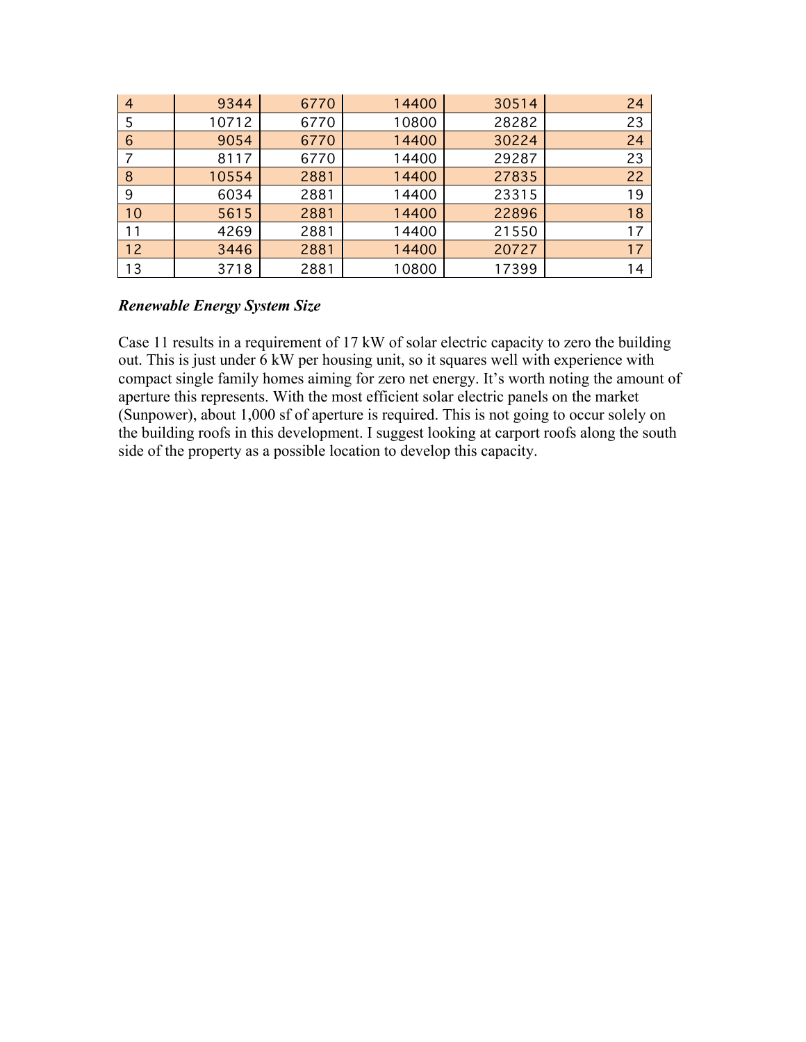| | | | | | |
|---|---|---|---|---|---|
| 4 | 9344 | 6770 | 14400 | 30514 | 24 |
| 5 | 10712 | 6770 | 10800 | 28282 | 23 |
| 6 | 9054 | 6770 | 14400 | 30224 | 24 |
| 7 | 8117 | 6770 | 14400 | 29287 | 23 |
| 8 | 10554 | 2881 | 14400 | 27835 | 22 |
| 9 | 6034 | 2881 | 14400 | 23315 | 19 |
| 10 | 5615 | 2881 | 14400 | 22896 | 18 |
| 11 | 4269 | 2881 | 14400 | 21550 | 17 |
| 12 | 3446 | 2881 | 14400 | 20727 | 17 |
| 13 | 3718 | 2881 | 10800 | 17399 | 14 |

***Renewable Energy System Size***

Case 11 results in a requirement of 17 kW of solar electric capacity to zero the building out. This is just under 6 kW per housing unit, so it squares well with experience with compact single family homes aiming for zero net energy. It's worth noting the amount of aperture this represents. With the most efficient solar electric panels on the market (Sunpower), about 1,000 sf of aperture is required. This is not going to occur solely on the building roofs in this development. I suggest looking at carport roofs along the south side of the property as a possible location to develop this capacity.